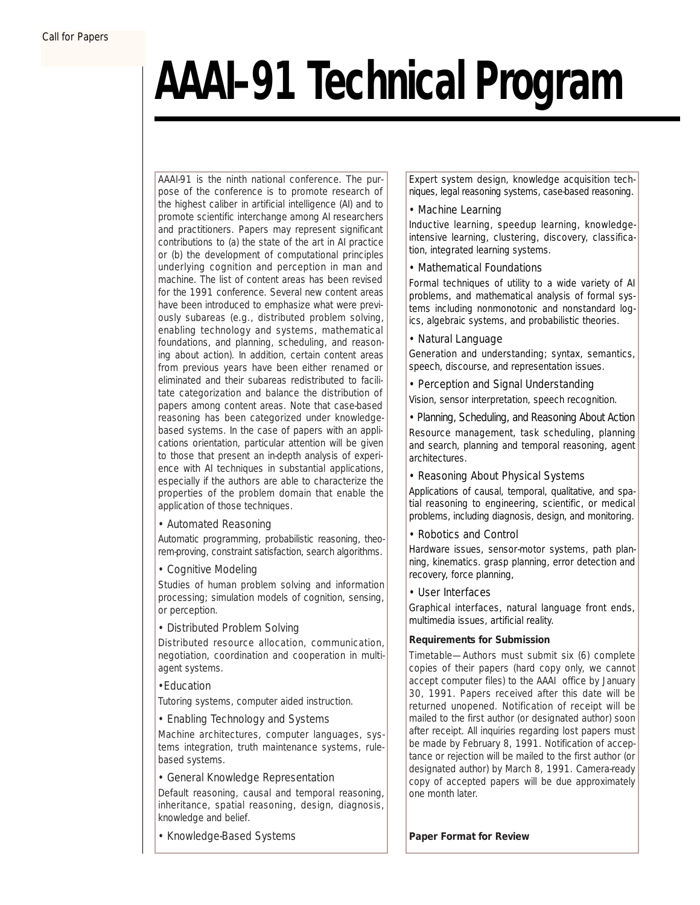Call for Papers

# AAAI–91 Technical Program

AAAI-91 is the ninth national conference. The purpose of the conference is to promote research of the highest caliber in artificial intelligence (AI) and to promote scientific interchange among AI researchers and practitioners. Papers may represent significant contributions to (a) the state of the art in AI practice or (b) the development of computational principles underlying cognition and perception in man and machine. The list of content areas has been revised for the 1991 conference. Several new content areas have been introduced to emphasize what were previously subareas (e.g., distributed problem solving, enabling technology and systems, mathematical foundations, and planning, scheduling, and reasoning about action). In addition, certain content areas from previous years have been either renamed or eliminated and their subareas redistributed to facilitate categorization and balance the distribution of papers among content areas. Note that case-based reasoning has been categorized under knowledge-based systems. In the case of papers with an applications orientation, particular attention will be given to those that present an in-depth analysis of experience with AI techniques in substantial applications, especially if the authors are able to characterize the properties of the problem domain that enable the application of those techniques.

• Automated Reasoning

Automatic programming, probabilistic reasoning, theorem-proving, constraint satisfaction, search algorithms.

• Cognitive Modeling

Studies of human problem solving and information processing; simulation models of cognition, sensing, or perception.

• Distributed Problem Solving

Distributed resource allocation, communication, negotiation, coordination and cooperation in multi-agent systems.

•Education

Tutoring systems, computer aided instruction.

• Enabling Technology and Systems

Machine architectures, computer languages, systems integration, truth maintenance systems, rule-based systems.

• General Knowledge Representation

Default reasoning, causal and temporal reasoning, inheritance, spatial reasoning, design, diagnosis, knowledge and belief.

• Knowledge-Based Systems

Expert system design, knowledge acquisition techniques, legal reasoning systems, case-based reasoning.

• Machine Learning

Inductive learning, speedup learning, knowledge-intensive learning, clustering, discovery, classification, integrated learning systems.

• Mathematical Foundations

Formal techniques of utility to a wide variety of AI problems, and mathematical analysis of formal systems including nonmonotonic and nonstandard logics, algebraic systems, and probabilistic theories.

• Natural Language

Generation and understanding; syntax, semantics, speech, discourse, and representation issues.

• Perception and Signal Understanding

Vision, sensor interpretation, speech recognition.

• Planning, Scheduling, and Reasoning About Action

Resource management, task scheduling, planning and search, planning and temporal reasoning, agent architectures.

• Reasoning About Physical Systems

Applications of causal, temporal, qualitative, and spatial reasoning to engineering, scientific, or medical problems, including diagnosis, design, and monitoring.

• Robotics and Control

Hardware issues, sensor-motor systems, path planning, kinematics. grasp planning, error detection and recovery, force planning,

• User Interfaces

Graphical interfaces, natural language front ends, multimedia issues, artificial reality.

**Requirements for Submission**

Timetable—Authors must submit six (6) complete copies of their papers (hard copy only, we cannot accept computer files) to the AAAI office by January 30, 1991. Papers received after this date will be returned unopened. Notification of receipt will be mailed to the first author (or designated author) soon after receipt. All inquiries regarding lost papers must be made by February 8, 1991. Notification of acceptance or rejection will be mailed to the first author (or designated author) by March 8, 1991. Camera-ready copy of accepted papers will be due approximately one month later.

**Paper Format for Review**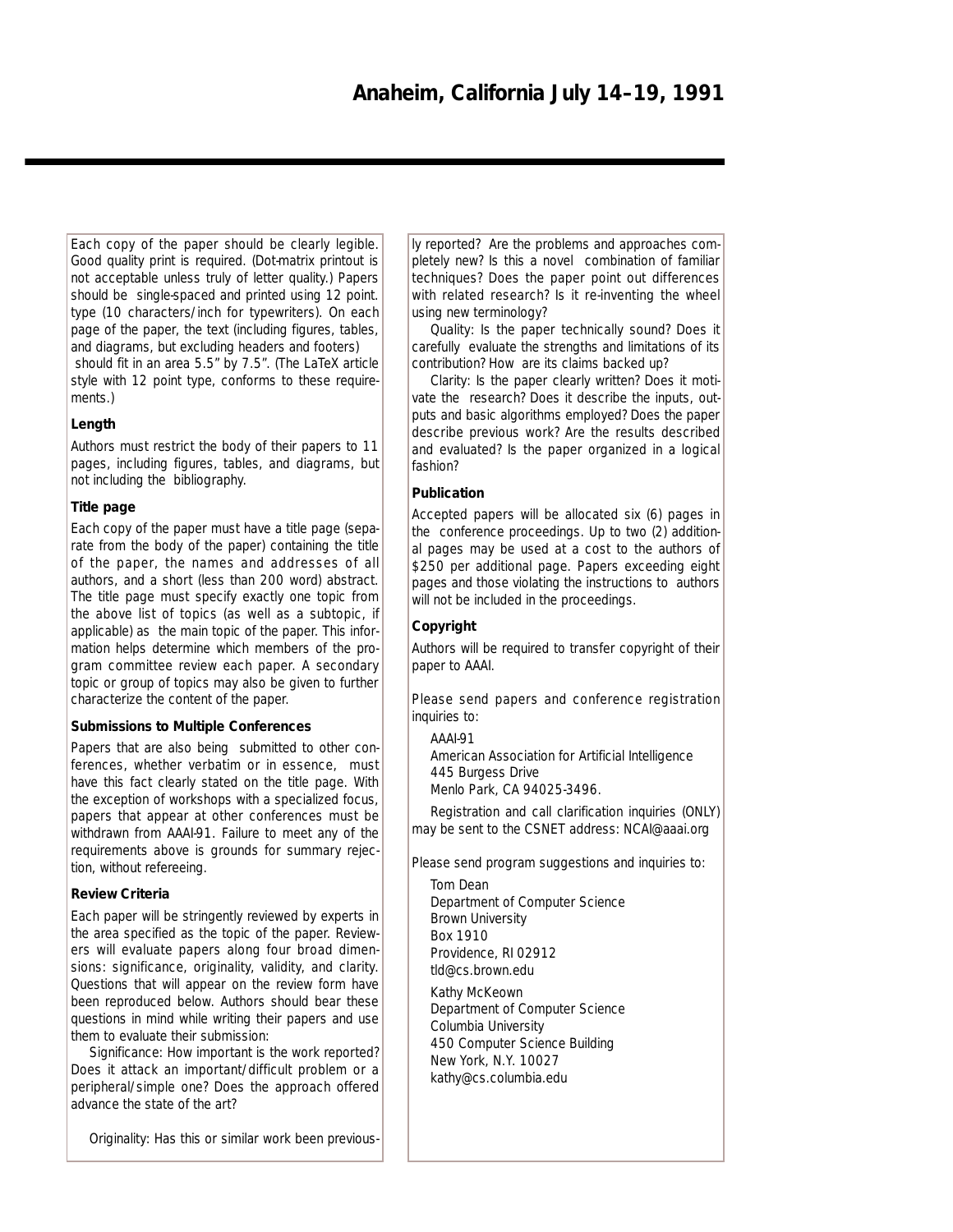# Anaheim, California July 14–19, 1991

Each copy of the paper should be clearly legible. Good quality print is required. (Dot-matrix printout is not acceptable unless truly of letter quality.) Papers should be single-spaced and printed using 12 point. type (10 characters/inch for typewriters). On each page of the paper, the text (including figures, tables, and diagrams, but excluding headers and footers) should fit in an area 5.5" by 7.5". (The LaTeX article style with 12 point type, conforms to these requirements.)

### Length

Authors must restrict the body of their papers to 11 pages, including figures, tables, and diagrams, but not including the bibliography.

### Title page

Each copy of the paper must have a title page (separate from the body of the paper) containing the title of the paper, the names and addresses of all authors, and a short (less than 200 word) abstract. The title page must specify exactly one topic from the above list of topics (as well as a subtopic, if applicable) as the main topic of the paper. This information helps determine which members of the program committee review each paper. A secondary topic or group of topics may also be given to further characterize the content of the paper.

### Submissions to Multiple Conferences

Papers that are also being submitted to other conferences, whether verbatim or in essence, must have this fact clearly stated on the title page. With the exception of workshops with a specialized focus, papers that appear at other conferences must be withdrawn from AAAI-91. Failure to meet any of the requirements above is grounds for summary rejection, without refereeing.

### Review Criteria

Each paper will be stringently reviewed by experts in the area specified as the topic of the paper. Reviewers will evaluate papers along four broad dimensions: significance, originality, validity, and clarity. Questions that will appear on the review form have been reproduced below. Authors should bear these questions in mind while writing their papers and use them to evaluate their submission:

Significance: How important is the work reported? Does it attack an important/difficult problem or a peripheral/simple one? Does the approach offered advance the state of the art?

Originality: Has this or similar work been previously reported? Are the problems and approaches completely new? Is this a novel combination of familiar techniques? Does the paper point out differences with related research? Is it re-inventing the wheel using new terminology?

Quality: Is the paper technically sound? Does it carefully evaluate the strengths and limitations of its contribution? How are its claims backed up?

Clarity: Is the paper clearly written? Does it motivate the research? Does it describe the inputs, outputs and basic algorithms employed? Does the paper describe previous work? Are the results described and evaluated? Is the paper organized in a logical fashion?

### Publication

Accepted papers will be allocated six (6) pages in the conference proceedings. Up to two (2) additional pages may be used at a cost to the authors of $250 per additional page. Papers exceeding eight pages and those violating the instructions to authors will not be included in the proceedings.

### Copyright

Authors will be required to transfer copyright of their paper to AAAI.

Please send papers and conference registration inquiries to:

AAAI-91
American Association for Artificial Intelligence
445 Burgess Drive
Menlo Park, CA 94025-3496.

Registration and call clarification inquiries (ONLY) may be sent to the CSNET address: NCAI@aaai.org

Please send program suggestions and inquiries to:

Tom Dean
Department of Computer Science
Brown University
Box 1910
Providence, RI 02912
tld@cs.brown.edu

Kathy McKeown
Department of Computer Science
Columbia University
450 Computer Science Building
New York, N.Y. 10027
kathy@cs.columbia.edu